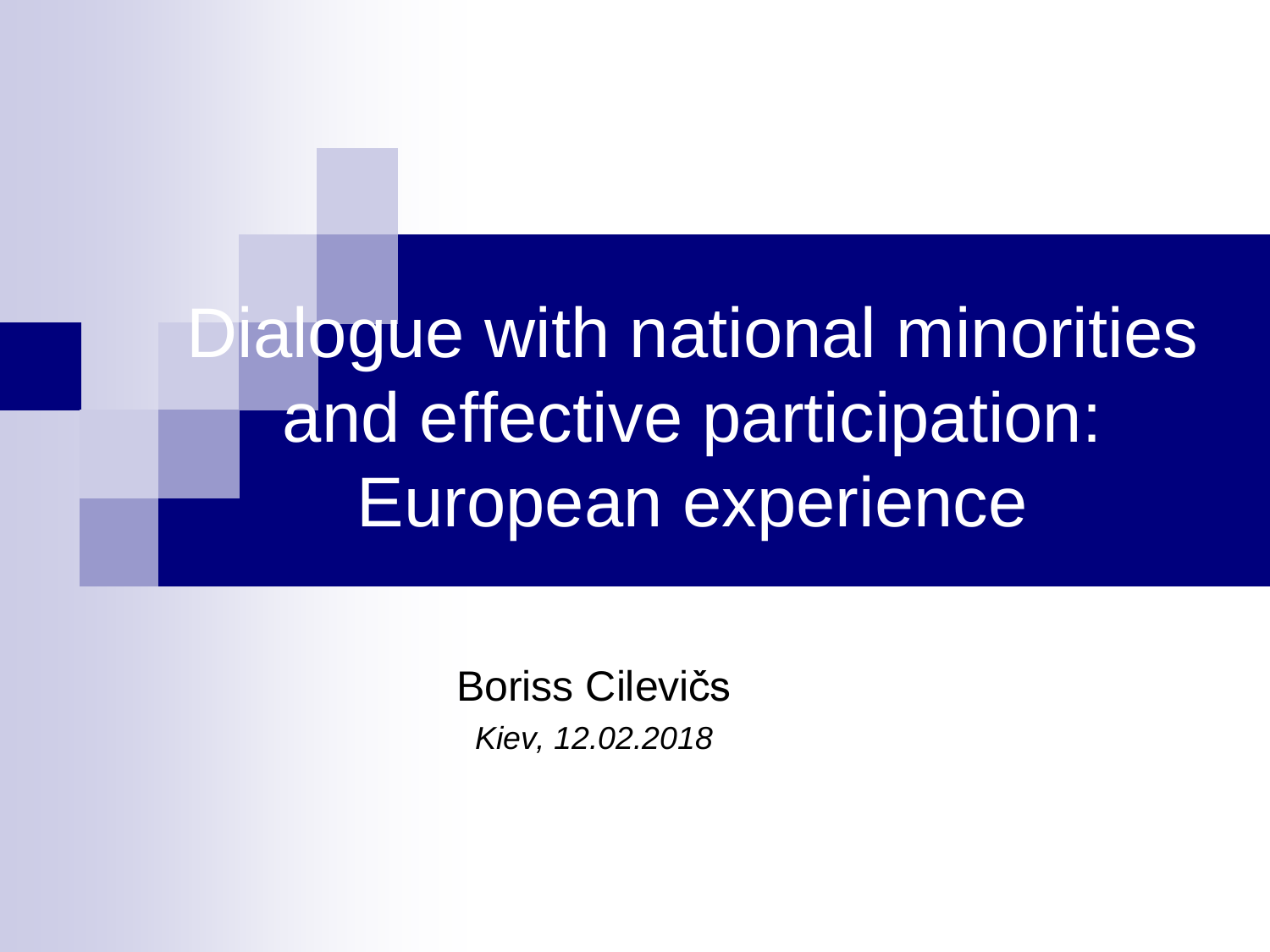# Dialogue with national minorities and effective participation: European experience

Boriss Cilevičs

*Kiev, 12.02.2018*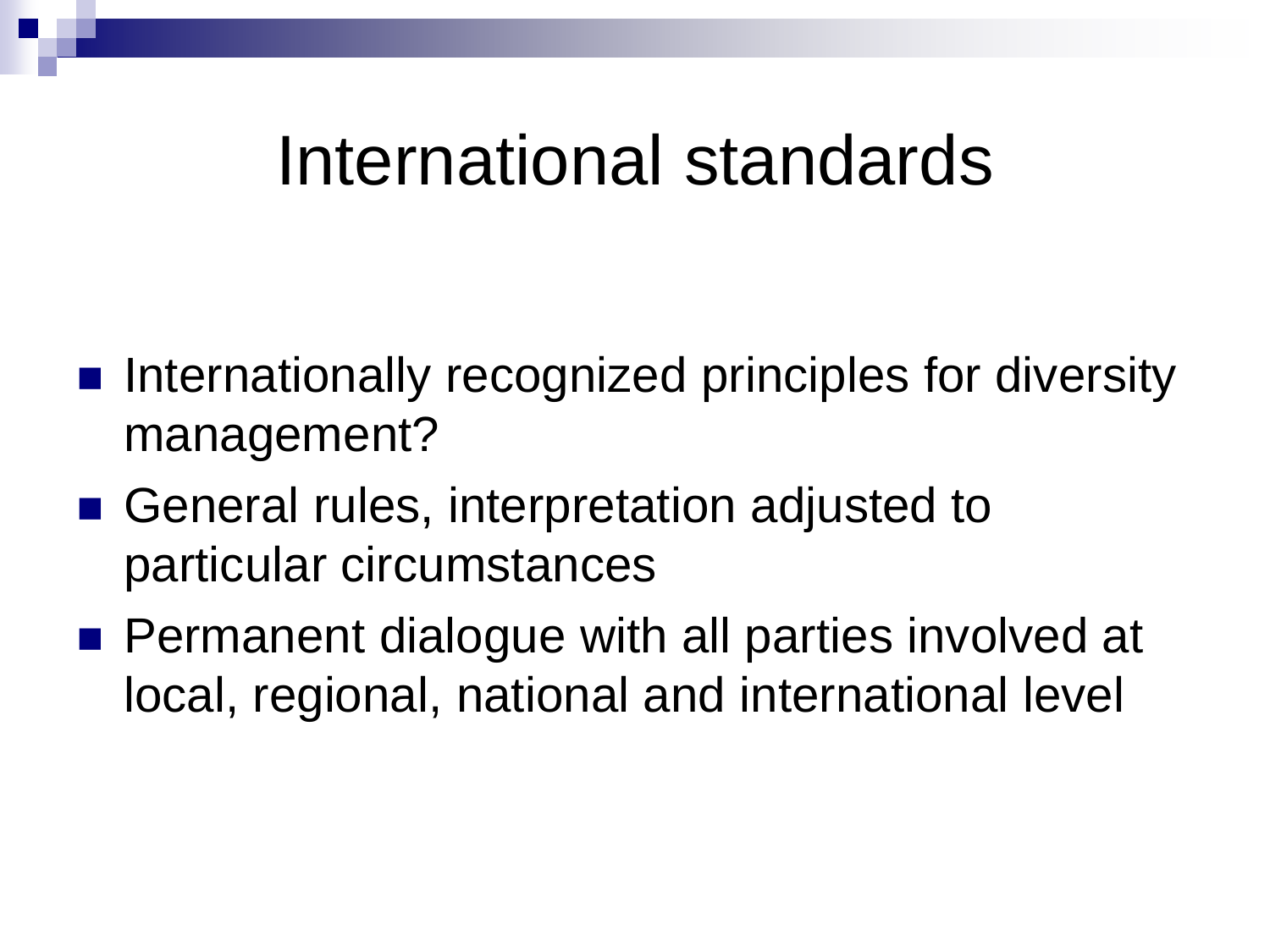# International standards

- Internationally recognized principles for diversity management?
- General rules, interpretation adjusted to particular circumstances
- Permanent dialogue with all parties involved at local, regional, national and international level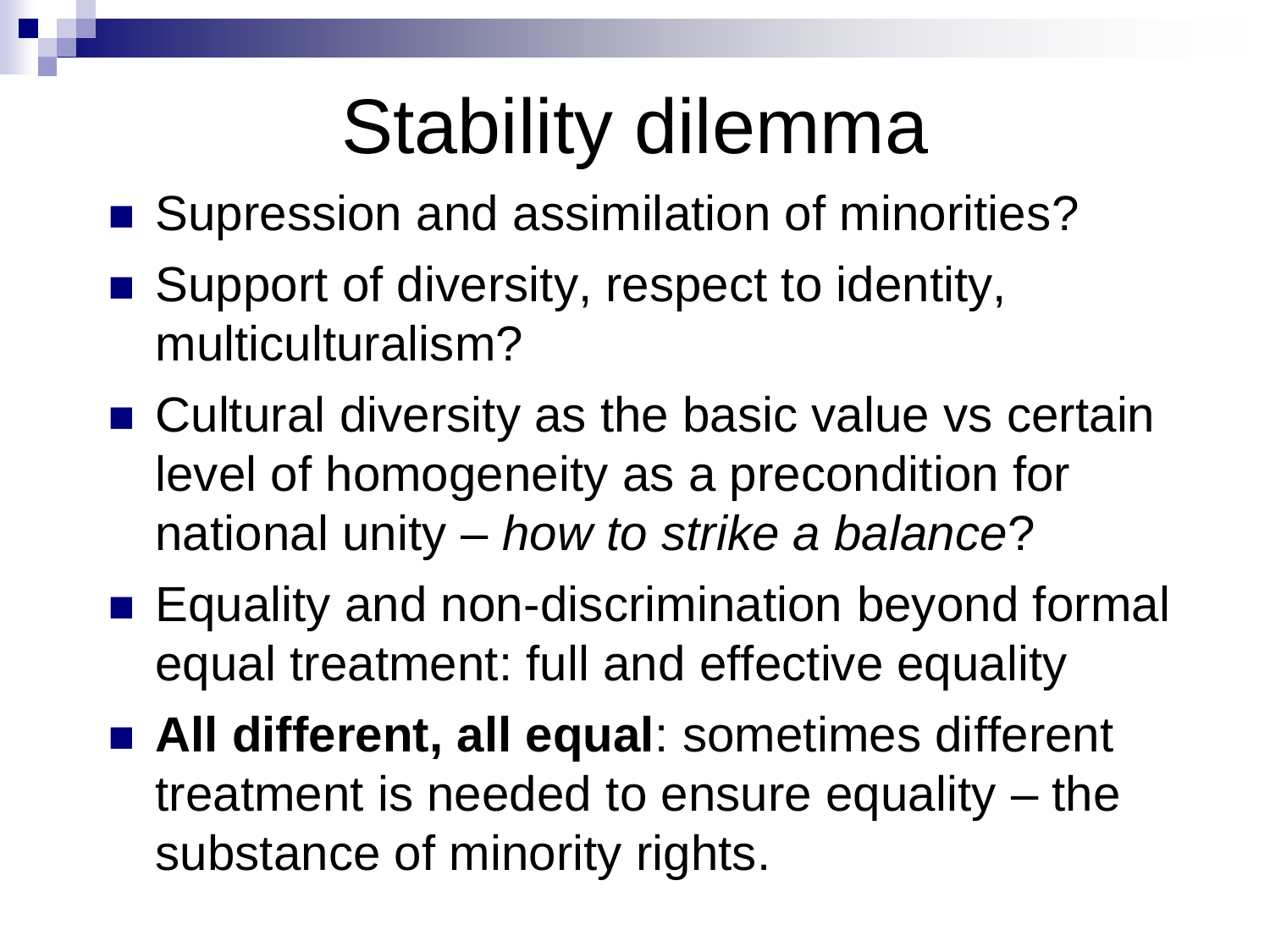# Stability dilemma

- Supression and assimilation of minorities?
- Support of diversity, respect to identity, multiculturalism?
- Cultural diversity as the basic value vs certain level of homogeneity as a precondition for national unity – *how to strike a balance*?
- Equality and non-discrimination beyond formal equal treatment: full and effective equality
- **All different, all equal**: sometimes different treatment is needed to ensure equality – the substance of minority rights.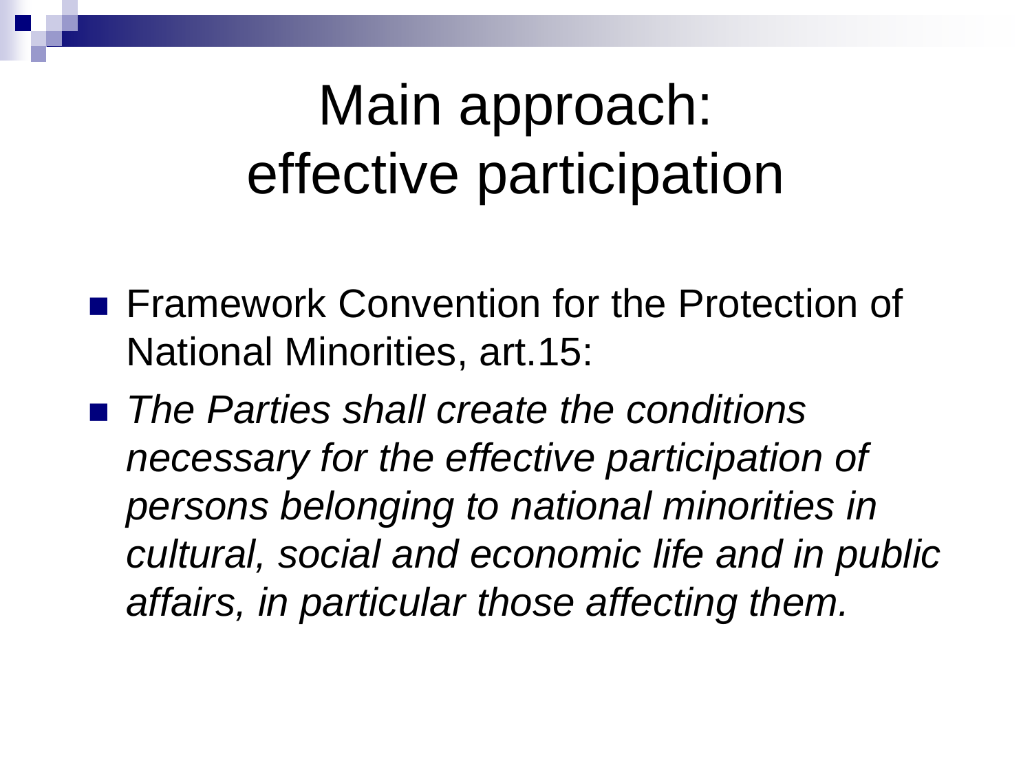# Main approach: effective participation

- Framework Convention for the Protection of National Minorities, art.15:
- *The Parties shall create the conditions necessary for the effective participation of persons belonging to national minorities in cultural, social and economic life and in public affairs, in particular those affecting them.*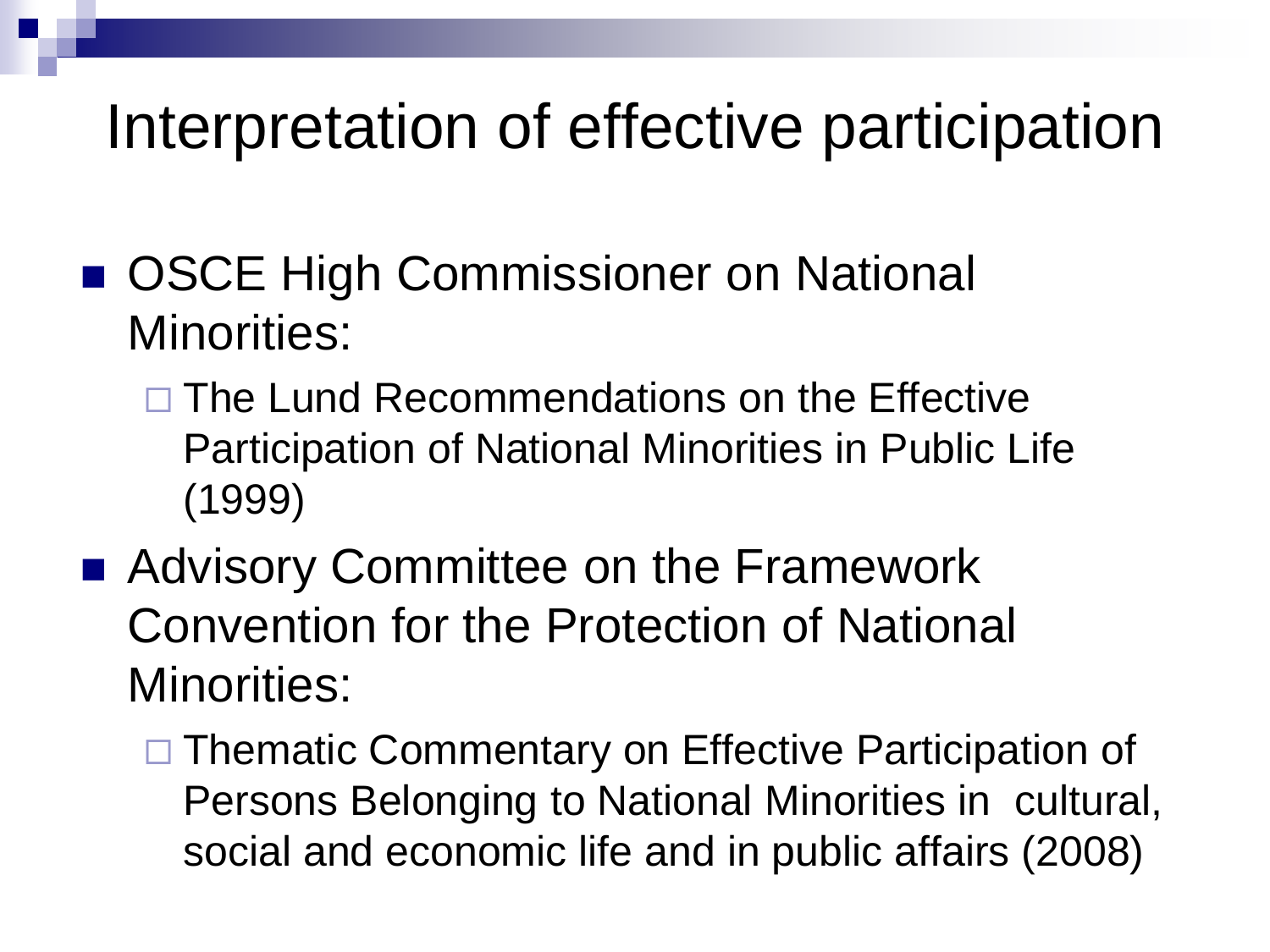# Interpretation of effective participation

- OSCE High Commissioner on National Minorities:
  - The Lund Recommendations on the Effective Participation of National Minorities in Public Life (1999)
- Advisory Committee on the Framework Convention for the Protection of National Minorities:
  - Thematic Commentary on Effective Participation of Persons Belonging to National Minorities in cultural, social and economic life and in public affairs (2008)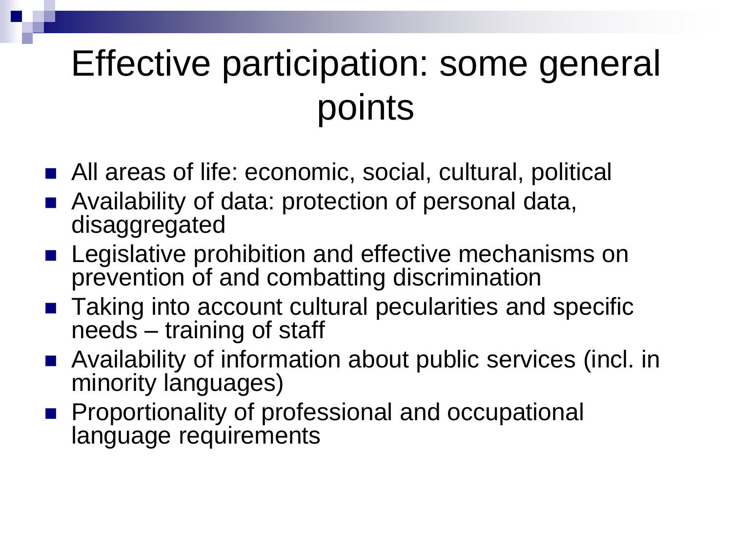# Effective participation: some general points

- All areas of life: economic, social, cultural, political
- Availability of data: protection of personal data, disaggregated
- Legislative prohibition and effective mechanisms on prevention of and combatting discrimination
- Taking into account cultural pecularities and specific needs – training of staff
- Availability of information about public services (incl. in minority languages)
- Proportionality of professional and occupational language requirements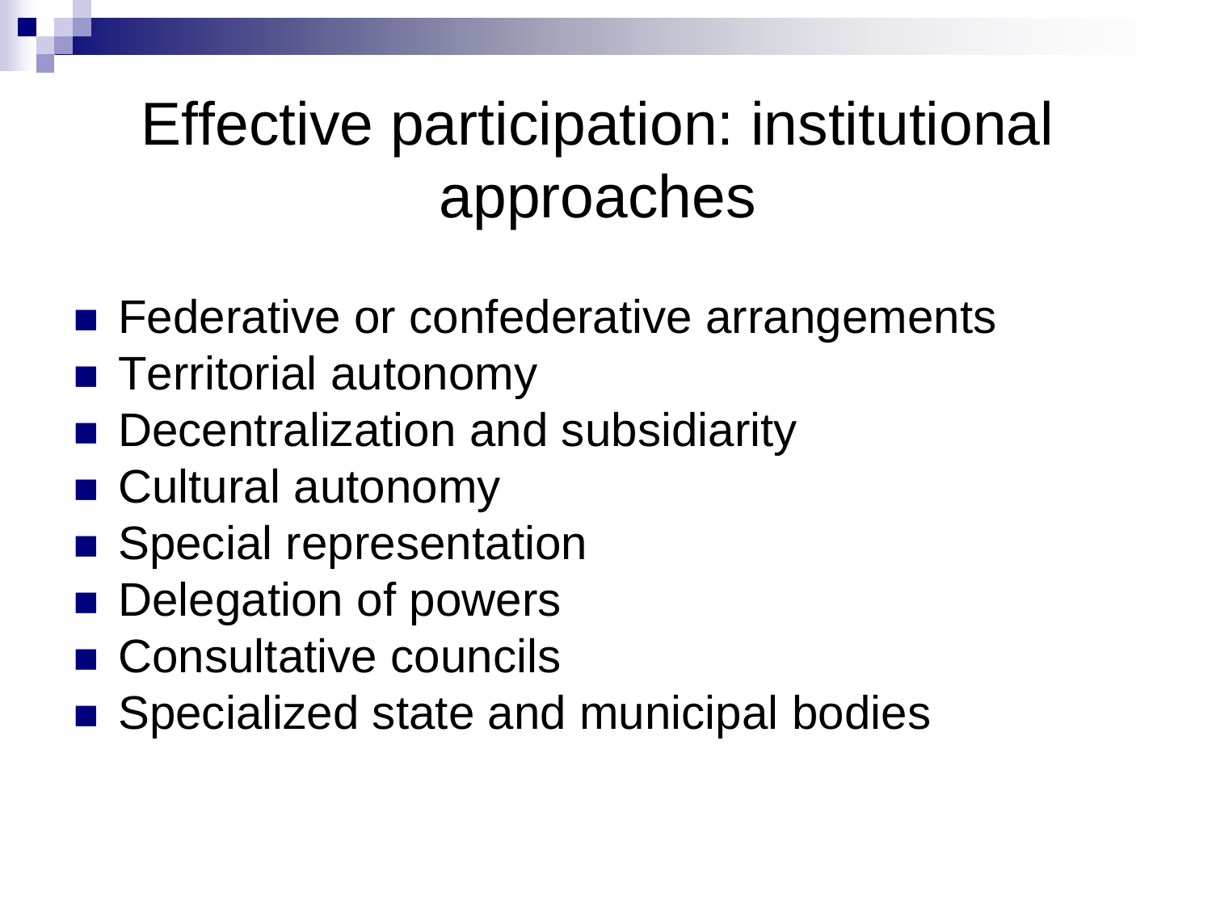# Effective participation: institutional approaches

- Federative or confederative arrangements
- Territorial autonomy
- Decentralization and subsidiarity
- Cultural autonomy
- Special representation
- Delegation of powers
- Consultative councils
- Specialized state and municipal bodies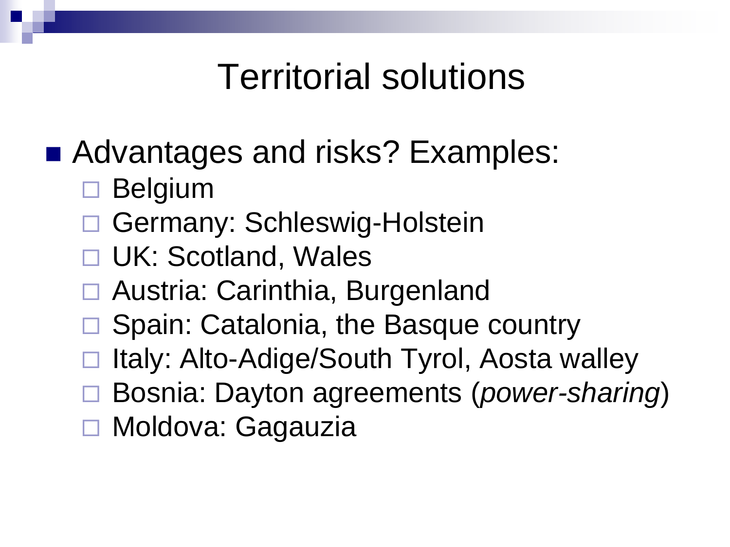# Territorial solutions

- Advantages and risks? Examples:
  - Belgium
  - Germany: Schleswig-Holstein
  - UK: Scotland, Wales
  - Austria: Carinthia, Burgenland
  - Spain: Catalonia, the Basque country
  - Italy: Alto-Adige/South Tyrol, Aosta walley
  - Bosnia: Dayton agreements (*power-sharing*)
  - Moldova: Gagauzia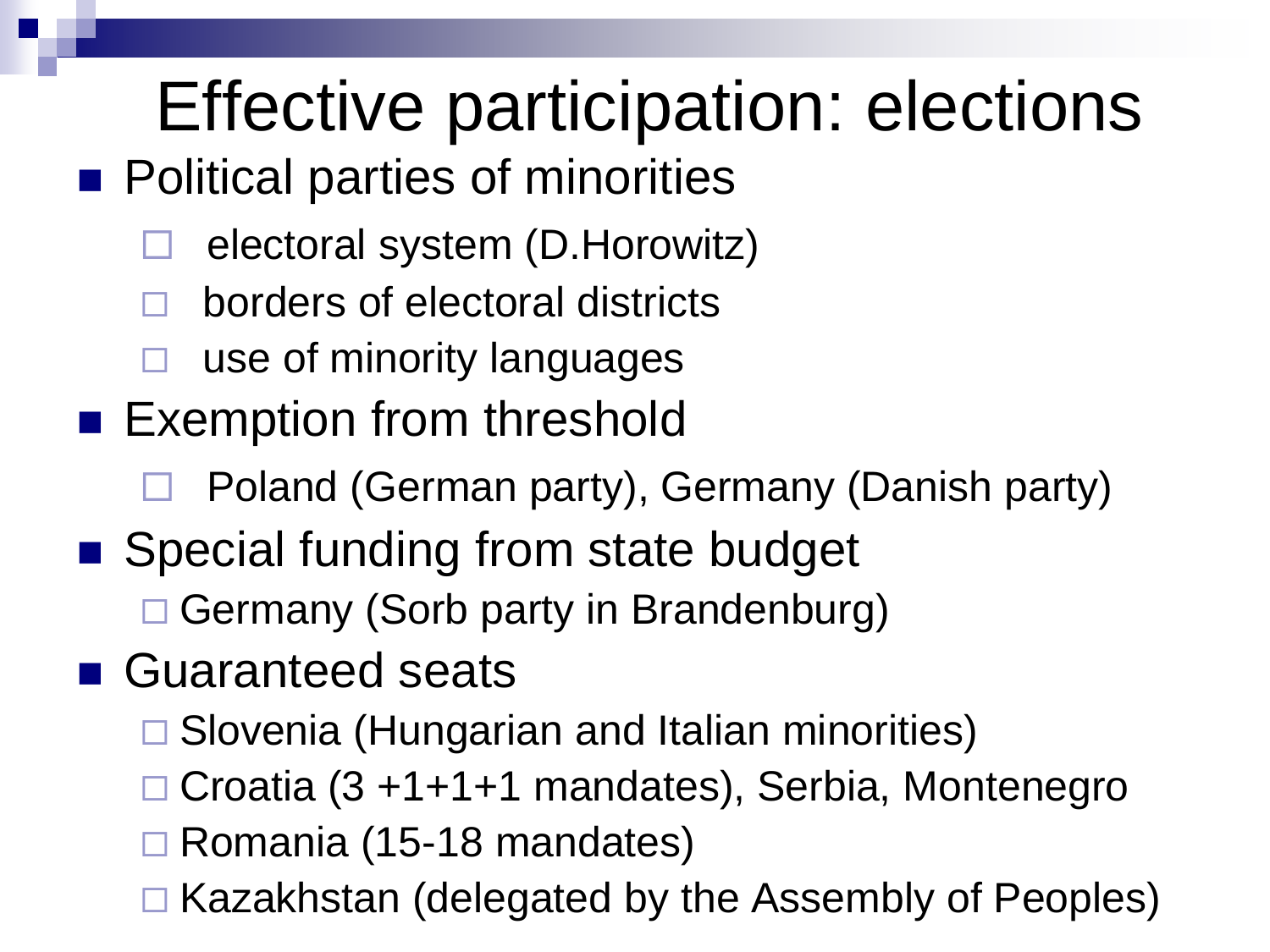# Effective participation: elections

- Political parties of minorities
  - electoral system (D.Horowitz)
  - borders of electoral districts
  - use of minority languages
- Exemption from threshold
  - Poland (German party), Germany (Danish party)
- Special funding from state budget
  - Germany (Sorb party in Brandenburg)
- Guaranteed seats
  - Slovenia (Hungarian and Italian minorities)
  - Croatia (3 +1+1+1 mandates), Serbia, Montenegro
  - Romania (15-18 mandates)
  - Kazakhstan (delegated by the Assembly of Peoples)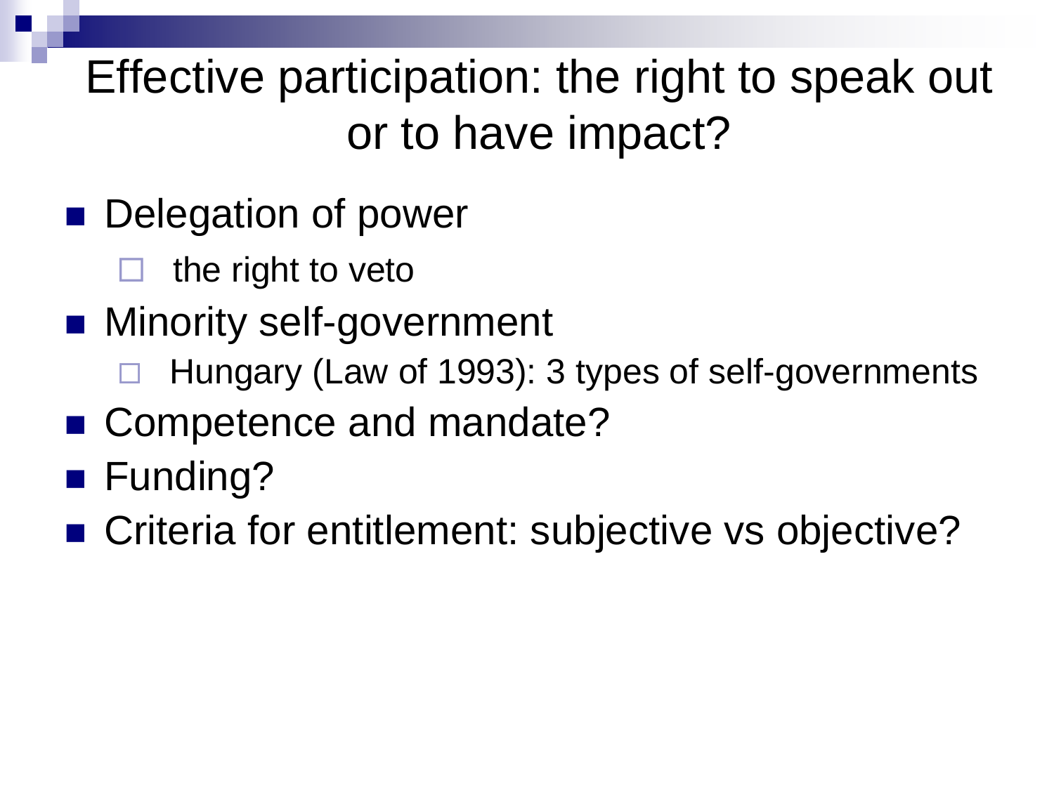# Effective participation: the right to speak out or to have impact?

- Delegation of power
  - the right to veto
- Minority self-government
  - Hungary (Law of 1993): 3 types of self-governments
- Competence and mandate?
- Funding?
- Criteria for entitlement: subjective vs objective?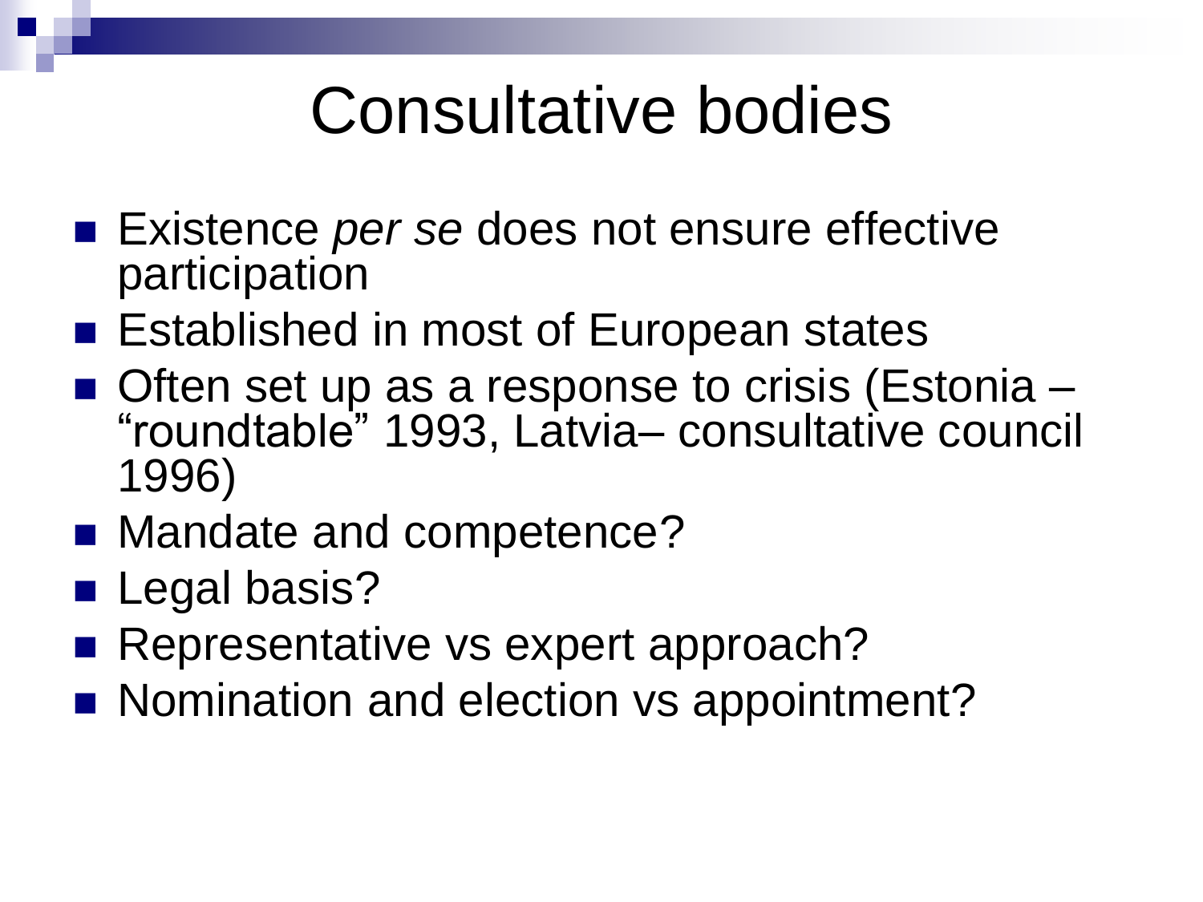# Consultative bodies

- Existence *per se* does not ensure effective participation
- Established in most of European states
- Often set up as a response to crisis (Estonia – "roundtable" 1993, Latvia– consultative council 1996)
- Mandate and competence?
- Legal basis?
- Representative vs expert approach?
- Nomination and election vs appointment?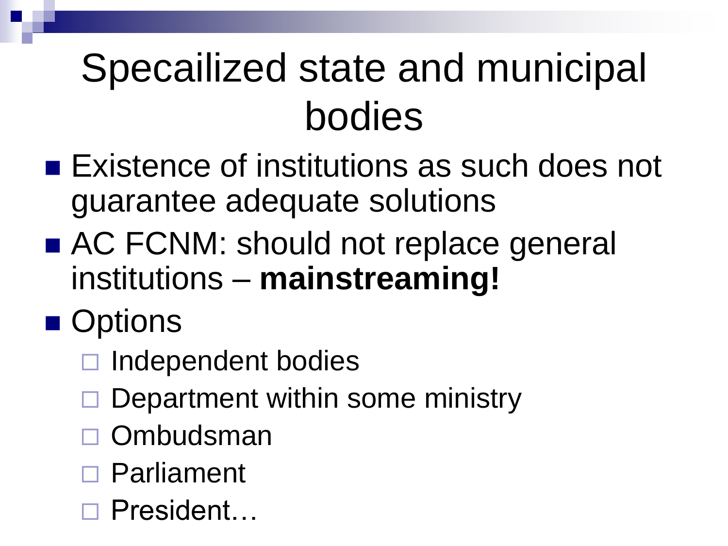# Specailized state and municipal bodies

- Existence of institutions as such does not guarantee adequate solutions
- AC FCNM: should not replace general institutions – **mainstreaming!**
- Options
  - Independent bodies
  - Department within some ministry
  - Ombudsman
  - Parliament
  - President…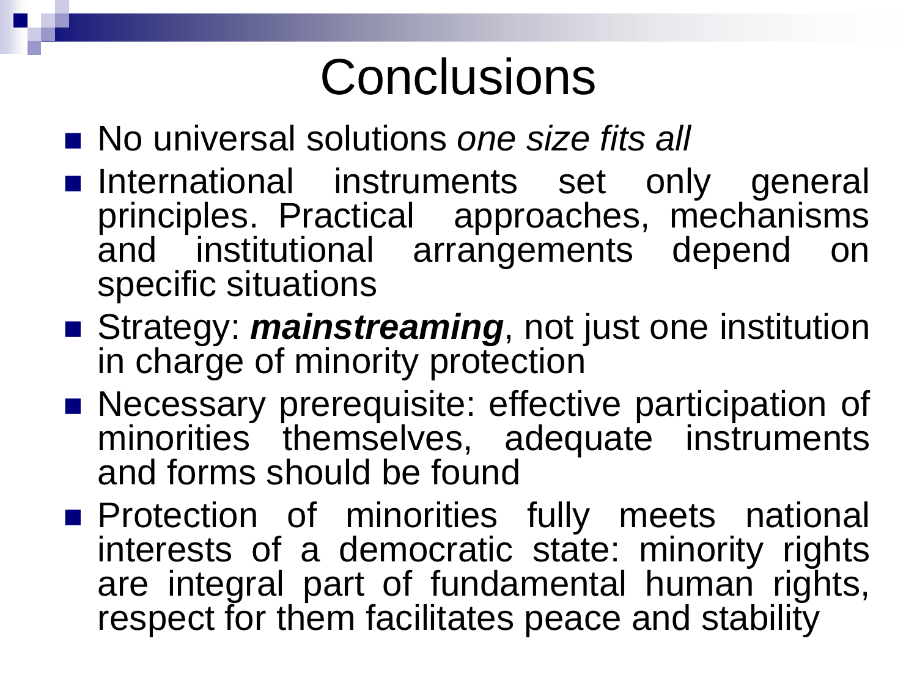# Conclusions

- No universal solutions *one size fits all*
- International instruments set only general principles. Practical approaches, mechanisms and institutional arrangements depend on specific situations
- Strategy: ***mainstreaming***, not just one institution in charge of minority protection
- Necessary prerequisite: effective participation of minorities themselves, adequate instruments and forms should be found
- Protection of minorities fully meets national interests of a democratic state: minority rights are integral part of fundamental human rights, respect for them facilitates peace and stability